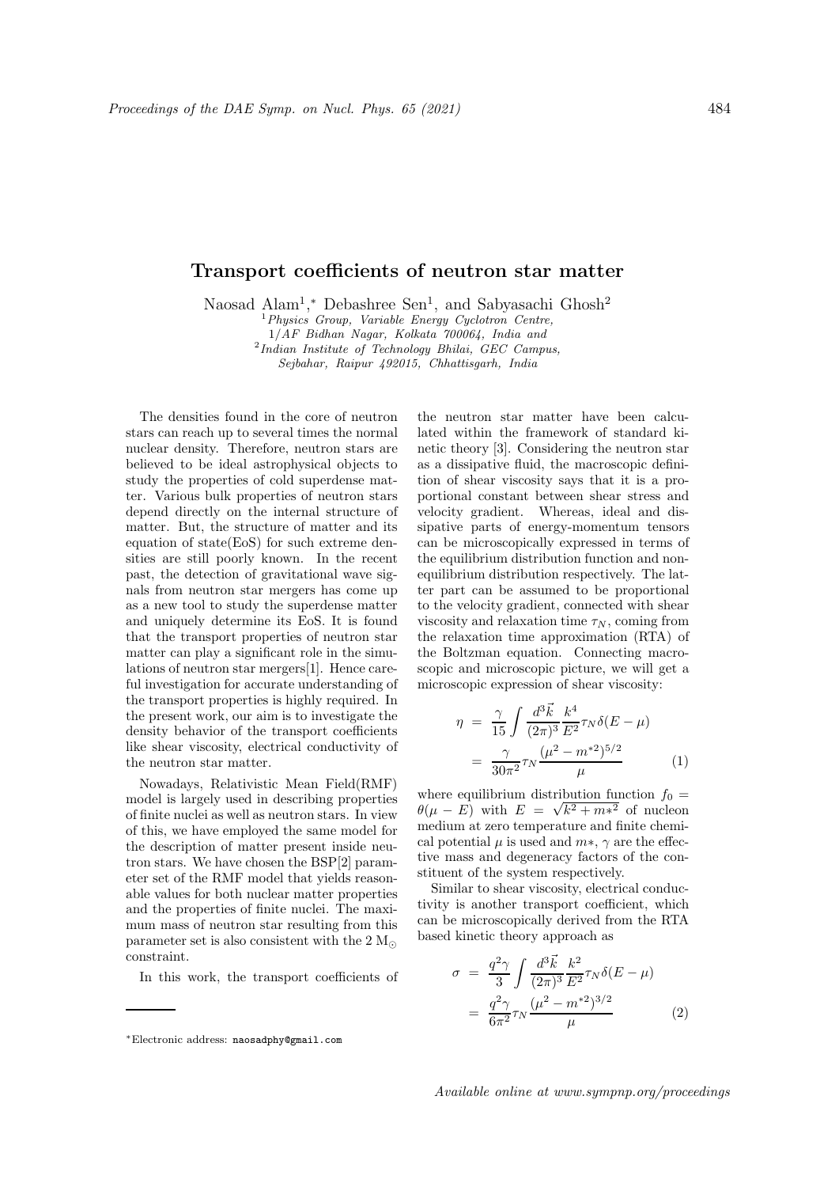# Transport coefficients of neutron star matter

Naosad Alam[1,*], Debashree Sen[1], and Sabyasachi Ghosh[2]

[1] *Physics Group, Variable Energy Cyclotron Centre, 1/AF Bidhan Nagar, Kolkata 700064, India and*
[2] *Indian Institute of Technology Bhilai, GEC Campus, Sejbahar, Raipur 492015, Chhattisgarh, India*

The densities found in the core of neutron stars can reach up to several times the normal nuclear density. Therefore, neutron stars are believed to be ideal astrophysical objects to study the properties of cold superdense matter. Various bulk properties of neutron stars depend directly on the internal structure of matter. But, the structure of matter and its equation of state(EoS) for such extreme densities are still poorly known. In the recent past, the detection of gravitational wave signals from neutron star mergers has come up as a new tool to study the superdense matter and uniquely determine its EoS. It is found that the transport properties of neutron star matter can play a significant role in the simulations of neutron star mergers[1]. Hence careful investigation for accurate understanding of the transport properties is highly required. In the present work, our aim is to investigate the density behavior of the transport coefficients like shear viscosity, electrical conductivity of the neutron star matter.

Nowadays, Relativistic Mean Field(RMF) model is largely used in describing properties of finite nuclei as well as neutron stars. In view of this, we have employed the same model for the description of matter present inside neutron stars. We have chosen the BSP[2] parameter set of the RMF model that yields reasonable values for both nuclear matter properties and the properties of finite nuclei. The maximum mass of neutron star resulting from this parameter set is also consistent with the 2 $M_\odot$ constraint.

In this work, the transport coefficients of the neutron star matter have been calculated within the framework of standard kinetic theory [3]. Considering the neutron star as a dissipative fluid, the macroscopic definition of shear viscosity says that it is a proportional constant between shear stress and velocity gradient. Whereas, ideal and dissipative parts of energy-momentum tensors can be microscopically expressed in terms of the equilibrium distribution function and non-equilibrium distribution respectively. The latter part can be assumed to be proportional to the velocity gradient, connected with shear viscosity and relaxation time $\tau_N$, coming from the relaxation time approximation (RTA) of the Boltzman equation. Connecting macroscopic and microscopic picture, we will get a microscopic expression of shear viscosity:

$$
\begin{aligned}
\eta &= \frac{\gamma}{15}\int \frac{d^3\vec{k}}{(2\pi)^3}\frac{k^4}{E^2}\tau_N \delta(E-\mu) \\
&= \frac{\gamma}{30\pi^2}\tau_N \frac{(\mu^2 - m^{*2})^{5/2}}{\mu}
\end{aligned}
\tag{1}
$$

where equilibrium distribution function $f_0 = \theta(\mu - E)$ with $E = \sqrt{k^2 + m*^2}$ of nucleon medium at zero temperature and finite chemical potential $\mu$ is used and $m*$, $\gamma$ are the effective mass and degeneracy factors of the constituent of the system respectively.

Similar to shear viscosity, electrical conductivity is another transport coefficient, which can be microscopically derived from the RTA based kinetic theory approach as

$$
\begin{aligned}
\sigma &= \frac{q^2\gamma}{3}\int \frac{d^3\vec{k}}{(2\pi)^3}\frac{k^2}{E^2}\tau_N \delta(E-\mu) \\
&= \frac{q^2\gamma}{6\pi^2}\tau_N \frac{(\mu^2 - m^{*2})^{3/2}}{\mu}
\end{aligned}
\tag{2}
$$

---

*Electronic address: naosadphy@gmail.com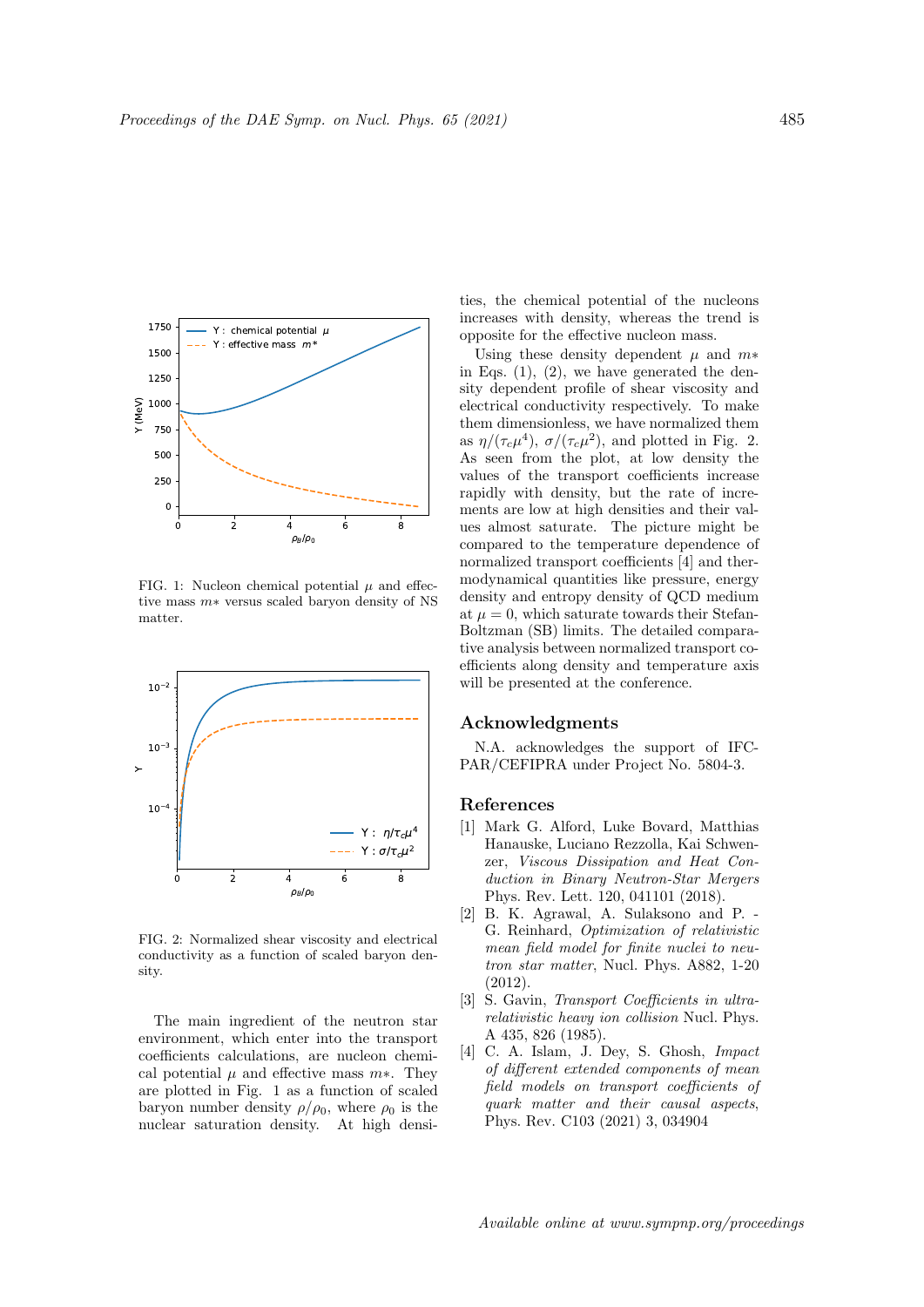Y : chemical potential $\mu$

Y : effective mass $m*$

Y (MeV)

1750

1500

1250

1000

750

500

250

0

0

2

4

6

8

$\rho_B/\rho_0$

FIG. 1: Nucleon chemical potential $\mu$ and effective mass $m*$ versus scaled baryon density of NS matter.

Y : $\eta/\tau_c\mu^4$

Y : $\sigma/\tau_c\mu^2$

Y

$10^{-2}$

$10^{-3}$

$10^{-4}$

0

2

4

6

8

$\rho_B/\rho_0$

FIG. 2: Normalized shear viscosity and electrical conductivity as a function of scaled baryon density.

The main ingredient of the neutron star environment, which enter into the transport coefficients calculations, are nucleon chemical potential $\mu$ and effective mass $m*$. They are plotted in Fig. 1 as a function of scaled baryon number density $\rho/\rho_0$, where $\rho_0$ is the nuclear saturation density. At high densities, the chemical potential of the nucleons increases with density, whereas the trend is opposite for the effective nucleon mass.

Using these density dependent $\mu$ and $m*$ in Eqs. (1), (2), we have generated the density dependent profile of shear viscosity and electrical conductivity respectively. To make them dimensionless, we have normalized them as $\eta/(\tau_c\mu^4)$, $\sigma/(\tau_c\mu^2)$, and plotted in Fig. 2. As seen from the plot, at low density the values of the transport coefficients increase rapidly with density, but the rate of increments are low at high densities and their values almost saturate. The picture might be compared to the temperature dependence of normalized transport coefficients [4] and thermodynamical quantities like pressure, energy density and entropy density of QCD medium at $\mu = 0$, which saturate towards their Stefan-Boltzman (SB) limits. The detailed comparative analysis between normalized transport coefficients along density and temperature axis will be presented at the conference.

## Acknowledgments

N.A. acknowledges the support of IFCPAR/CEFIPRA under Project No. 5804-3.

## References

[1] Mark G. Alford, Luke Bovard, Matthias Hanauske, Luciano Rezzolla, Kai Schwenzer, *Viscous Dissipation and Heat Conduction in Binary Neutron-Star Mergers* Phys. Rev. Lett. 120, 041101 (2018).

[2] B. K. Agrawal, A. Sulaksono and P. -G. Reinhard, *Optimization of relativistic mean field model for finite nuclei to neutron star matter*, Nucl. Phys. A882, 1-20 (2012).

[3] S. Gavin, *Transport Coefficients in ultra-relativistic heavy ion collision* Nucl. Phys. A 435, 826 (1985).

[4] C. A. Islam, J. Dey, S. Ghosh, *Impact of different extended components of mean field models on transport coefficients of quark matter and their causal aspects*, Phys. Rev. C103 (2021) 3, 034904